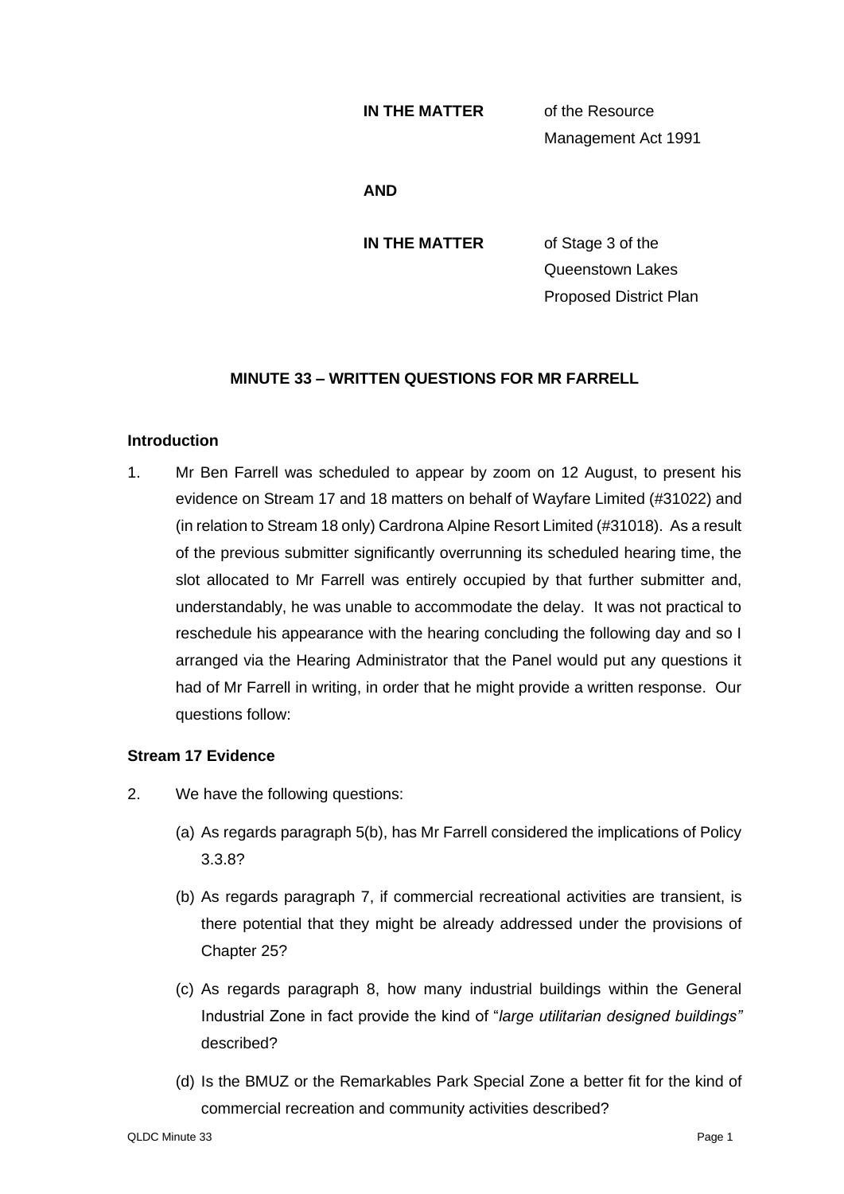**IN THE MATTER** of the Resource Management Act 1991

**AND**

**IN THE MATTER** of Stage 3 of the Queenstown Lakes Proposed District Plan

## MINUTE 33 – WRITTEN QUESTIONS FOR MR FARRELL

### Introduction

1. Mr Ben Farrell was scheduled to appear by zoom on 12 August, to present his evidence on Stream 17 and 18 matters on behalf of Wayfare Limited (#31022) and (in relation to Stream 18 only) Cardrona Alpine Resort Limited (#31018). As a result of the previous submitter significantly overrunning its scheduled hearing time, the slot allocated to Mr Farrell was entirely occupied by that further submitter and, understandably, he was unable to accommodate the delay. It was not practical to reschedule his appearance with the hearing concluding the following day and so I arranged via the Hearing Administrator that the Panel would put any questions it had of Mr Farrell in writing, in order that he might provide a written response. Our questions follow:

### Stream 17 Evidence

2. We have the following questions:

   (a) As regards paragraph 5(b), has Mr Farrell considered the implications of Policy 3.3.8?

   (b) As regards paragraph 7, if commercial recreational activities are transient, is there potential that they might be already addressed under the provisions of Chapter 25?

   (c) As regards paragraph 8, how many industrial buildings within the General Industrial Zone in fact provide the kind of "*large utilitarian designed buildings"* described?

   (d) Is the BMUZ or the Remarkables Park Special Zone a better fit for the kind of commercial recreation and community activities described?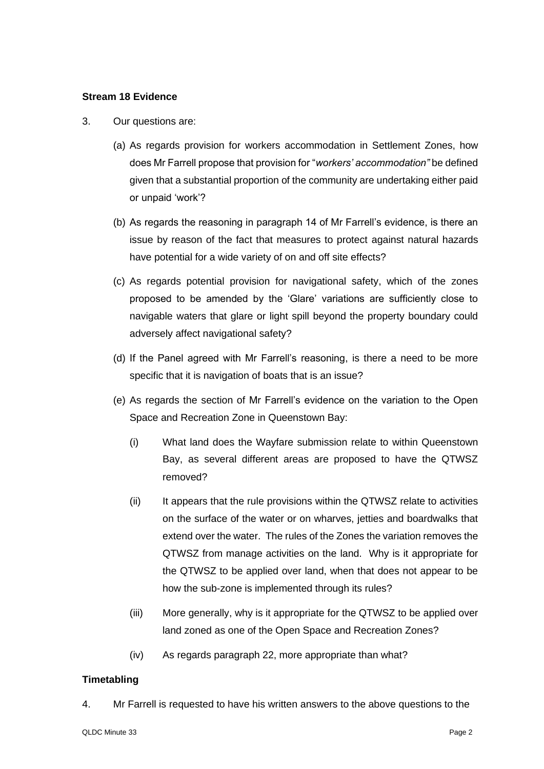**Stream 18 Evidence**

3. Our questions are:

   (a) As regards provision for workers accommodation in Settlement Zones, how does Mr Farrell propose that provision for "*workers' accommodation"* be defined given that a substantial proportion of the community are undertaking either paid or unpaid 'work'?

   (b) As regards the reasoning in paragraph 14 of Mr Farrell's evidence, is there an issue by reason of the fact that measures to protect against natural hazards have potential for a wide variety of on and off site effects?

   (c) As regards potential provision for navigational safety, which of the zones proposed to be amended by the 'Glare' variations are sufficiently close to navigable waters that glare or light spill beyond the property boundary could adversely affect navigational safety?

   (d) If the Panel agreed with Mr Farrell's reasoning, is there a need to be more specific that it is navigation of boats that is an issue?

   (e) As regards the section of Mr Farrell's evidence on the variation to the Open Space and Recreation Zone in Queenstown Bay:

      (i) What land does the Wayfare submission relate to within Queenstown Bay, as several different areas are proposed to have the QTWSZ removed?

      (ii) It appears that the rule provisions within the QTWSZ relate to activities on the surface of the water or on wharves, jetties and boardwalks that extend over the water. The rules of the Zones the variation removes the QTWSZ from manage activities on the land. Why is it appropriate for the QTWSZ to be applied over land, when that does not appear to be how the sub-zone is implemented through its rules?

      (iii) More generally, why is it appropriate for the QTWSZ to be applied over land zoned as one of the Open Space and Recreation Zones?

      (iv) As regards paragraph 22, more appropriate than what?

**Timetabling**

4. Mr Farrell is requested to have his written answers to the above questions to the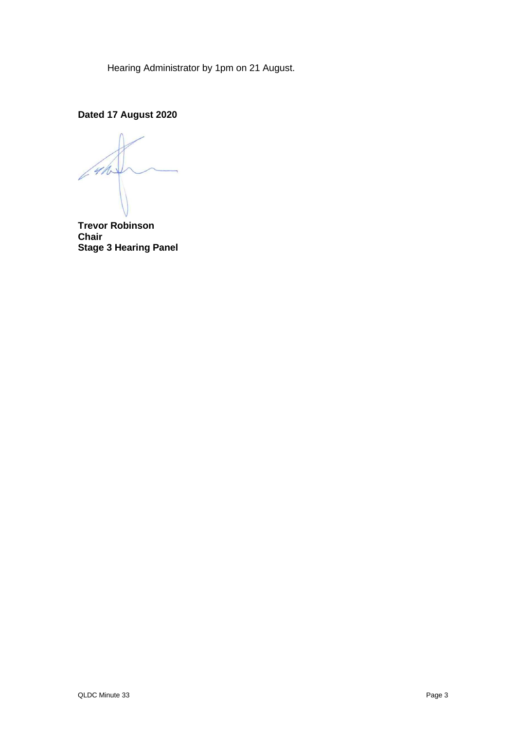Hearing Administrator by 1pm on 21 August.

**Dated 17 August 2020**

**Trevor Robinson**
**Chair**
**Stage 3 Hearing Panel**